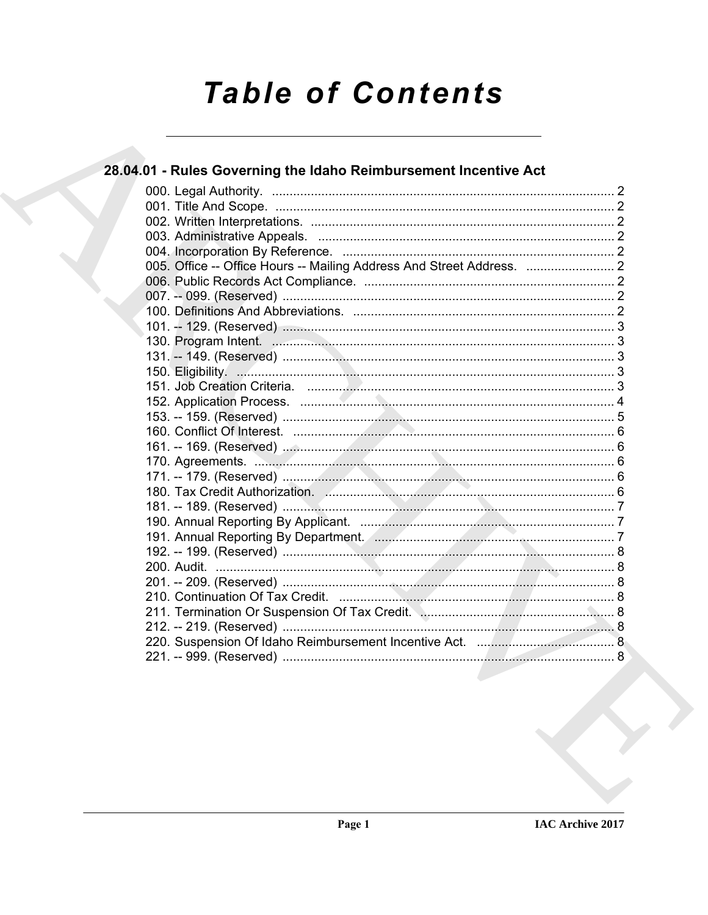# Table of Contents

## 28.04.01 - Rules Governing the Idaho Reimbursement Incentive Act

000. Legal Authority. ........................................................................................ 2
001. Title And Scope. ........................................................................................ 2
002. Written Interpretations. ................................................................................ 2
003. Administrative Appeals. ................................................................................ 2
004. Incorporation By Reference. ........................................................................ 2
005. Office -- Office Hours -- Mailing Address And Street Address. ......................... 2
006. Public Records Act Compliance. .................................................................... 2
007. -- 099. (Reserved) ........................................................................................ 2
100. Definitions And Abbreviations. ...................................................................... 2
101. -- 129. (Reserved) ........................................................................................ 3
130. Program Intent. ............................................................................................. 3
131. -- 149. (Reserved) ........................................................................................ 3
150. Eligibility. ..................................................................................................... 3
151. Job Creation Criteria. .................................................................................... 3
152. Application Process. ...................................................................................... 4
153. -- 159. (Reserved) ........................................................................................ 5
160. Conflict Of Interest. ....................................................................................... 6
161. -- 169. (Reserved) ........................................................................................ 6
170. Agreements. .................................................................................................. 6
171. -- 179. (Reserved) ........................................................................................ 6
180. Tax Credit Authorization. ............................................................................... 6
181. -- 189. (Reserved) ........................................................................................ 7
190. Annual Reporting By Applicant. ..................................................................... 7
191. Annual Reporting By Department. .................................................................. 7
192. -- 199. (Reserved) ........................................................................................ 8
200. Audit. ............................................................................................................ 8
201. -- 209. (Reserved) ........................................................................................ 8
210. Continuation Of Tax Credit. ........................................................................... 8
211. Termination Or Suspension Of Tax Credit. ..................................................... 8
212. -- 219. (Reserved) ........................................................................................ 8
220. Suspension Of Idaho Reimbursement Incentive Act. ....................................... 8
221. -- 999. (Reserved) ........................................................................................ 8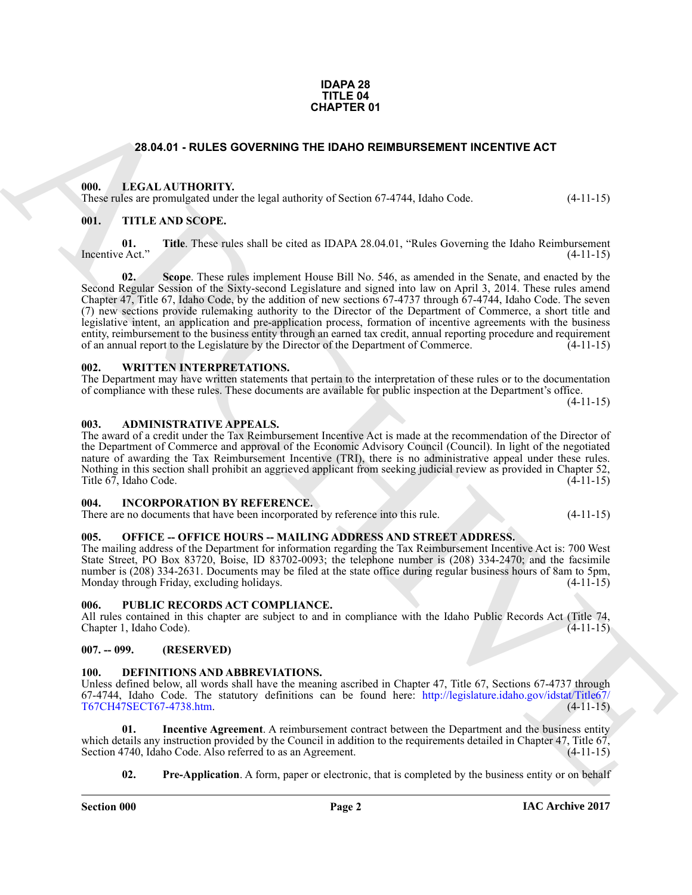**IDAPA 28**
**TITLE 04**
**CHAPTER 01**

# 28.04.01 - RULES GOVERNING THE IDAHO REIMBURSEMENT INCENTIVE ACT

### 000. LEGAL AUTHORITY.

These rules are promulgated under the legal authority of Section 67-4744, Idaho Code. (4-11-15)

### 001. TITLE AND SCOPE.

**01. Title**. These rules shall be cited as IDAPA 28.04.01, "Rules Governing the Idaho Reimbursement Incentive Act." (4-11-15)

**02. Scope**. These rules implement House Bill No. 546, as amended in the Senate, and enacted by the Second Regular Session of the Sixty-second Legislature and signed into law on April 3, 2014. These rules amend Chapter 47, Title 67, Idaho Code, by the addition of new sections 67-4737 through 67-4744, Idaho Code. The seven (7) new sections provide rulemaking authority to the Director of the Department of Commerce, a short title and legislative intent, an application and pre-application process, formation of incentive agreements with the business entity, reimbursement to the business entity through an earned tax credit, annual reporting procedure and requirement of an annual report to the Legislature by the Director of the Department of Commerce. (4-11-15)

### 002. WRITTEN INTERPRETATIONS.

The Department may have written statements that pertain to the interpretation of these rules or to the documentation of compliance with these rules. These documents are available for public inspection at the Department's office. (4-11-15)

### 003. ADMINISTRATIVE APPEALS.

The award of a credit under the Tax Reimbursement Incentive Act is made at the recommendation of the Director of the Department of Commerce and approval of the Economic Advisory Council (Council). In light of the negotiated nature of awarding the Tax Reimbursement Incentive (TRI), there is no administrative appeal under these rules. Nothing in this section shall prohibit an aggrieved applicant from seeking judicial review as provided in Chapter 52, Title 67, Idaho Code. (4-11-15)

### 004. INCORPORATION BY REFERENCE.

There are no documents that have been incorporated by reference into this rule. (4-11-15)

### 005. OFFICE -- OFFICE HOURS -- MAILING ADDRESS AND STREET ADDRESS.

The mailing address of the Department for information regarding the Tax Reimbursement Incentive Act is: 700 West State Street, PO Box 83720, Boise, ID 83702-0093; the telephone number is (208) 334-2470; and the facsimile number is (208) 334-2631. Documents may be filed at the state office during regular business hours of 8am to 5pm, Monday through Friday, excluding holidays. (4-11-15)

### 006. PUBLIC RECORDS ACT COMPLIANCE.

All rules contained in this chapter are subject to and in compliance with the Idaho Public Records Act (Title 74, Chapter 1, Idaho Code). (4-11-15)

### 007. -- 099. (RESERVED)

### 100. DEFINITIONS AND ABBREVIATIONS.

Unless defined below, all words shall have the meaning ascribed in Chapter 47, Title 67, Sections 67-4737 through 67-4744, Idaho Code. The statutory definitions can be found here: http://legislature.idaho.gov/idstat/Title67/T67CH47SECT67-4738.htm. (4-11-15)

**01. Incentive Agreement**. A reimbursement contract between the Department and the business entity which details any instruction provided by the Council in addition to the requirements detailed in Chapter 47, Title 67, Section 4740, Idaho Code. Also referred to as an Agreement. (4-11-15)

**02. Pre-Application**. A form, paper or electronic, that is completed by the business entity or on behalf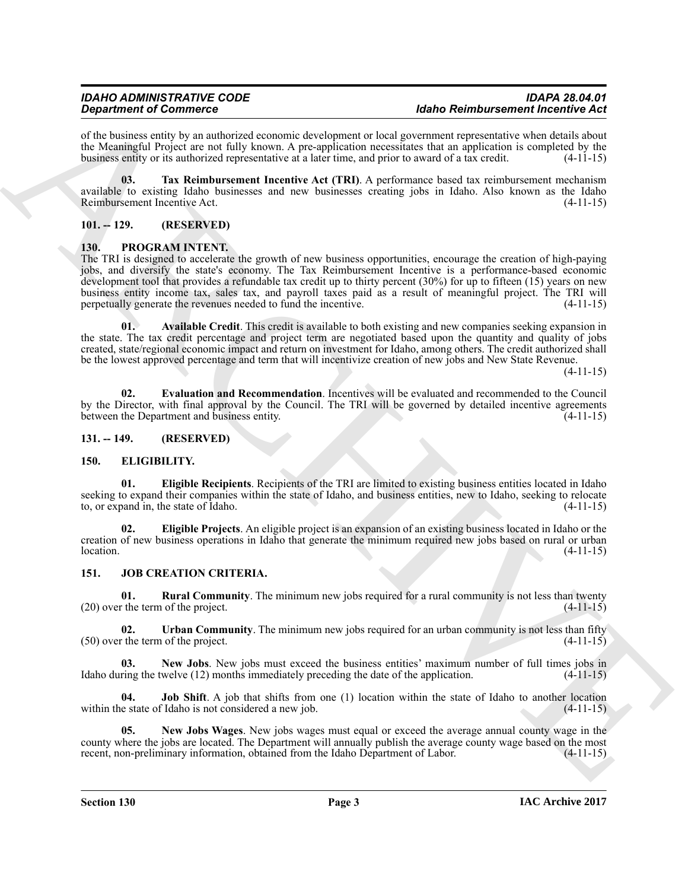of the business entity by an authorized economic development or local government representative when details about the Meaningful Project are not fully known. A pre-application necessitates that an application is completed by the business entity or its authorized representative at a later time, and prior to award of a tax credit. (4-11-15)

**03. Tax Reimbursement Incentive Act (TRI)**. A performance based tax reimbursement mechanism available to existing Idaho businesses and new businesses creating jobs in Idaho. Also known as the Idaho Reimbursement Incentive Act. (4-11-15)

## 101. -- 129. (RESERVED)

## 130. PROGRAM INTENT.

The TRI is designed to accelerate the growth of new business opportunities, encourage the creation of high-paying jobs, and diversify the state's economy. The Tax Reimbursement Incentive is a performance-based economic development tool that provides a refundable tax credit up to thirty percent (30%) for up to fifteen (15) years on new business entity income tax, sales tax, and payroll taxes paid as a result of meaningful project. The TRI will perpetually generate the revenues needed to fund the incentive. (4-11-15)

**01. Available Credit**. This credit is available to both existing and new companies seeking expansion in the state. The tax credit percentage and project term are negotiated based upon the quantity and quality of jobs created, state/regional economic impact and return on investment for Idaho, among others. The credit authorized shall be the lowest approved percentage and term that will incentivize creation of new jobs and New State Revenue. (4-11-15)

**02. Evaluation and Recommendation**. Incentives will be evaluated and recommended to the Council by the Director, with final approval by the Council. The TRI will be governed by detailed incentive agreements between the Department and business entity. (4-11-15)

## 131. -- 149. (RESERVED)

## 150. ELIGIBILITY.

**01. Eligible Recipients**. Recipients of the TRI are limited to existing business entities located in Idaho seeking to expand their companies within the state of Idaho, and business entities, new to Idaho, seeking to relocate to, or expand in, the state of Idaho. (4-11-15)

**02. Eligible Projects**. An eligible project is an expansion of an existing business located in Idaho or the creation of new business operations in Idaho that generate the minimum required new jobs based on rural or urban location. (4-11-15)

## 151. JOB CREATION CRITERIA.

**01. Rural Community**. The minimum new jobs required for a rural community is not less than twenty (20) over the term of the project. (4-11-15)

**02. Urban Community**. The minimum new jobs required for an urban community is not less than fifty (50) over the term of the project. (4-11-15)

**03. New Jobs**. New jobs must exceed the business entities' maximum number of full times jobs in Idaho during the twelve (12) months immediately preceding the date of the application. (4-11-15)

**04. Job Shift**. A job that shifts from one (1) location within the state of Idaho to another location within the state of Idaho is not considered a new job. (4-11-15)

**05. New Jobs Wages**. New jobs wages must equal or exceed the average annual county wage in the county where the jobs are located. The Department will annually publish the average county wage based on the most recent, non-preliminary information, obtained from the Idaho Department of Labor. (4-11-15)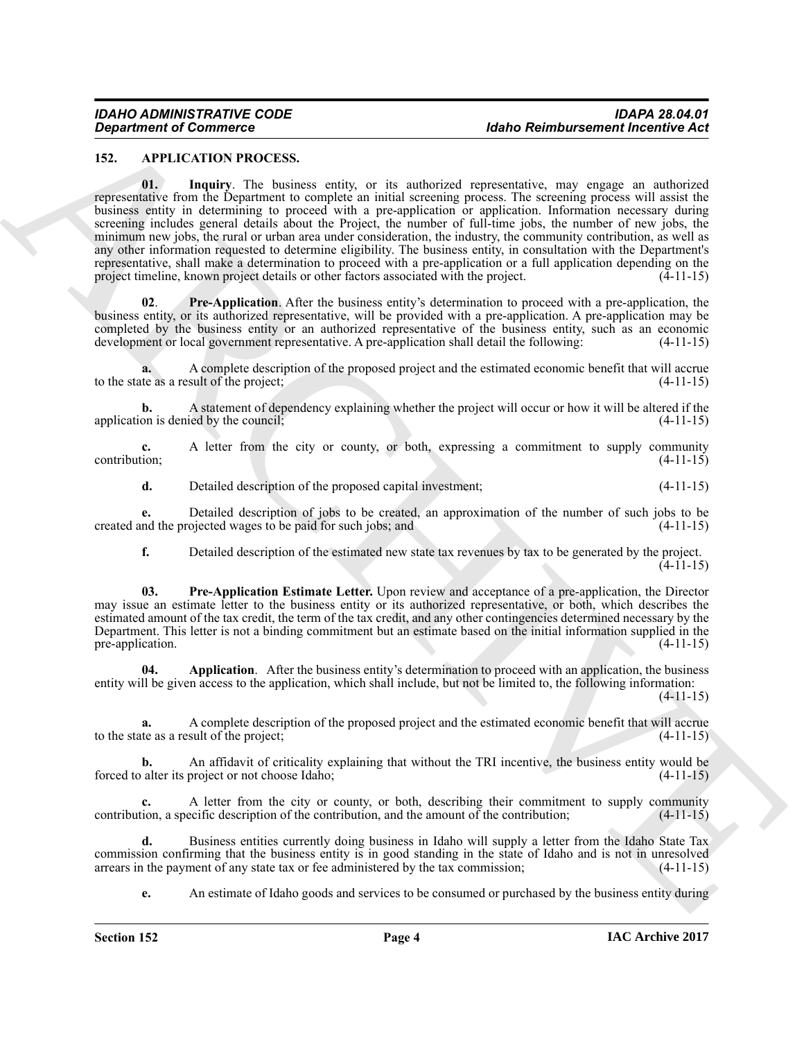## 152. APPLICATION PROCESS.

**01. Inquiry**. The business entity, or its authorized representative, may engage an authorized representative from the Department to complete an initial screening process. The screening process will assist the business entity in determining to proceed with a pre-application or application. Information necessary during screening includes general details about the Project, the number of full-time jobs, the number of new jobs, the minimum new jobs, the rural or urban area under consideration, the industry, the community contribution, as well as any other information requested to determine eligibility. The business entity, in consultation with the Department's representative, shall make a determination to proceed with a pre-application or a full application depending on the project timeline, known project details or other factors associated with the project. (4-11-15)

**02**. **Pre-Application**. After the business entity's determination to proceed with a pre-application, the business entity, or its authorized representative, will be provided with a pre-application. A pre-application may be completed by the business entity or an authorized representative of the business entity, such as an economic development or local government representative. A pre-application shall detail the following: (4-11-15)

**a.** A complete description of the proposed project and the estimated economic benefit that will accrue to the state as a result of the project; (4-11-15)

**b.** A statement of dependency explaining whether the project will occur or how it will be altered if the application is denied by the council; (4-11-15)

**c.** A letter from the city or county, or both, expressing a commitment to supply community contribution; (4-11-15)

**d.** Detailed description of the proposed capital investment; (4-11-15)

**e.** Detailed description of jobs to be created, an approximation of the number of such jobs to be created and the projected wages to be paid for such jobs; and (4-11-15)

**f.** Detailed description of the estimated new state tax revenues by tax to be generated by the project. (4-11-15)

**03. Pre-Application Estimate Letter.** Upon review and acceptance of a pre-application, the Director may issue an estimate letter to the business entity or its authorized representative, or both, which describes the estimated amount of the tax credit, the term of the tax credit, and any other contingencies determined necessary by the Department. This letter is not a binding commitment but an estimate based on the initial information supplied in the pre-application. (4-11-15)

**04. Application**. After the business entity's determination to proceed with an application, the business entity will be given access to the application, which shall include, but not be limited to, the following information: (4-11-15)

**a.** A complete description of the proposed project and the estimated economic benefit that will accrue to the state as a result of the project; (4-11-15)

**b.** An affidavit of criticality explaining that without the TRI incentive, the business entity would be forced to alter its project or not choose Idaho; (4-11-15)

**c.** A letter from the city or county, or both, describing their commitment to supply community contribution, a specific description of the contribution, and the amount of the contribution; (4-11-15)

**d.** Business entities currently doing business in Idaho will supply a letter from the Idaho State Tax commission confirming that the business entity is in good standing in the state of Idaho and is not in unresolved arrears in the payment of any state tax or fee administered by the tax commission; (4-11-15)

**e.** An estimate of Idaho goods and services to be consumed or purchased by the business entity during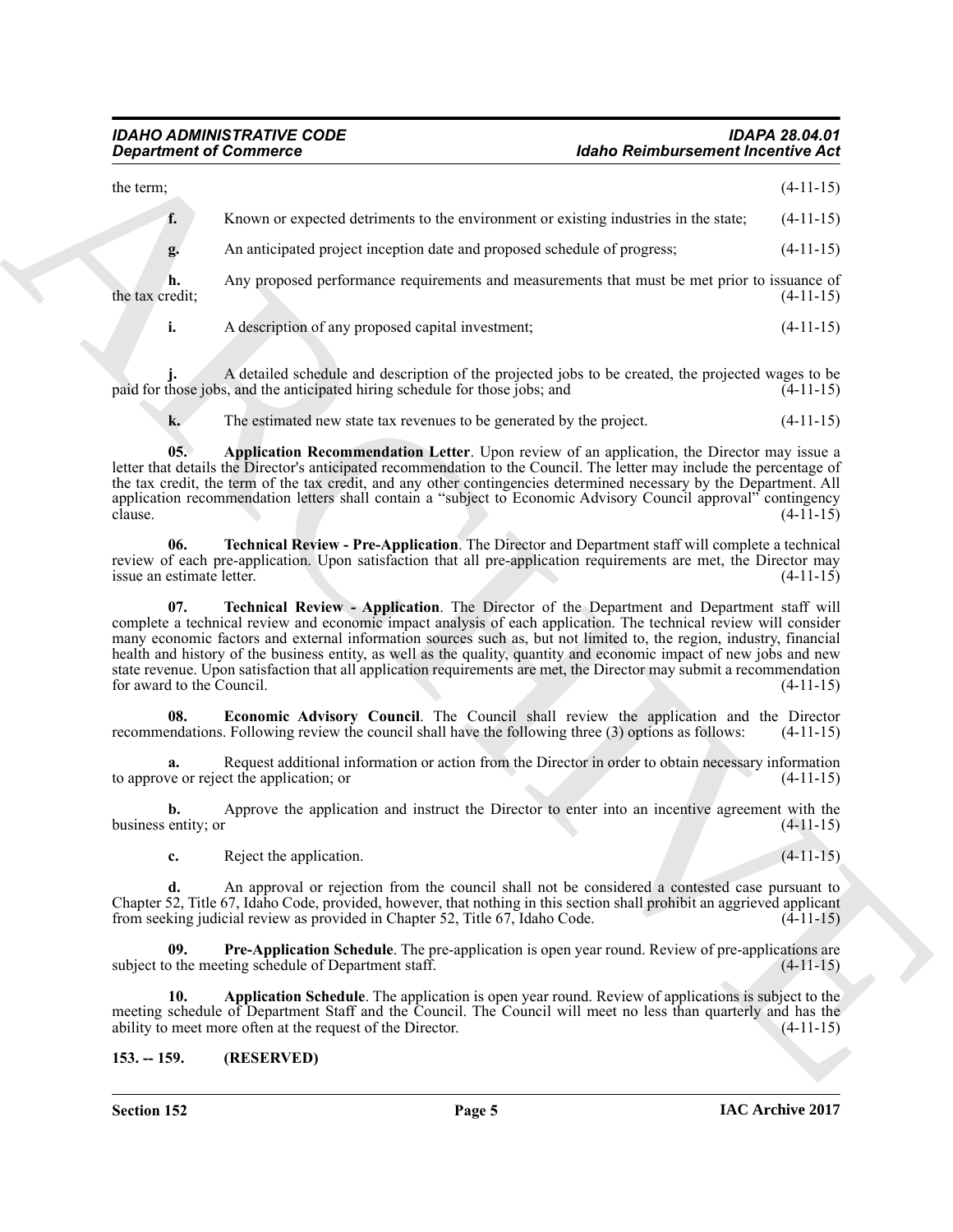the term; (4-11-15)

**f.** Known or expected detriments to the environment or existing industries in the state; (4-11-15)

**g.** An anticipated project inception date and proposed schedule of progress; (4-11-15)

**h.** Any proposed performance requirements and measurements that must be met prior to issuance of the tax credit; (4-11-15)

**i.** A description of any proposed capital investment; (4-11-15)

**j.** A detailed schedule and description of the projected jobs to be created, the projected wages to be paid for those jobs, and the anticipated hiring schedule for those jobs; and (4-11-15)

**k.** The estimated new state tax revenues to be generated by the project. (4-11-15)

**05. Application Recommendation Letter**. Upon review of an application, the Director may issue a letter that details the Director's anticipated recommendation to the Council. The letter may include the percentage of the tax credit, the term of the tax credit, and any other contingencies determined necessary by the Department. All application recommendation letters shall contain a "subject to Economic Advisory Council approval" contingency clause. (4-11-15)

**06. Technical Review - Pre-Application**. The Director and Department staff will complete a technical review of each pre-application. Upon satisfaction that all pre-application requirements are met, the Director may issue an estimate letter. (4-11-15)

**07. Technical Review - Application**. The Director of the Department and Department staff will complete a technical review and economic impact analysis of each application. The technical review will consider many economic factors and external information sources such as, but not limited to, the region, industry, financial health and history of the business entity, as well as the quality, quantity and economic impact of new jobs and new state revenue. Upon satisfaction that all application requirements are met, the Director may submit a recommendation for award to the Council. (4-11-15)

**08. Economic Advisory Council**. The Council shall review the application and the Director recommendations. Following review the council shall have the following three (3) options as follows: (4-11-15)

**a.** Request additional information or action from the Director in order to obtain necessary information to approve or reject the application; or (4-11-15)

**b.** Approve the application and instruct the Director to enter into an incentive agreement with the business entity; or (4-11-15)

**c.** Reject the application. (4-11-15)

**d.** An approval or rejection from the council shall not be considered a contested case pursuant to Chapter 52, Title 67, Idaho Code, provided, however, that nothing in this section shall prohibit an aggrieved applicant from seeking judicial review as provided in Chapter 52, Title 67, Idaho Code. (4-11-15)

**09. Pre-Application Schedule**. The pre-application is open year round. Review of pre-applications are subject to the meeting schedule of Department staff. (4-11-15)

**10. Application Schedule**. The application is open year round. Review of applications is subject to the meeting schedule of Department Staff and the Council. The Council will meet no less than quarterly and has the ability to meet more often at the request of the Director. (4-11-15)

### 153. -- 159. (RESERVED)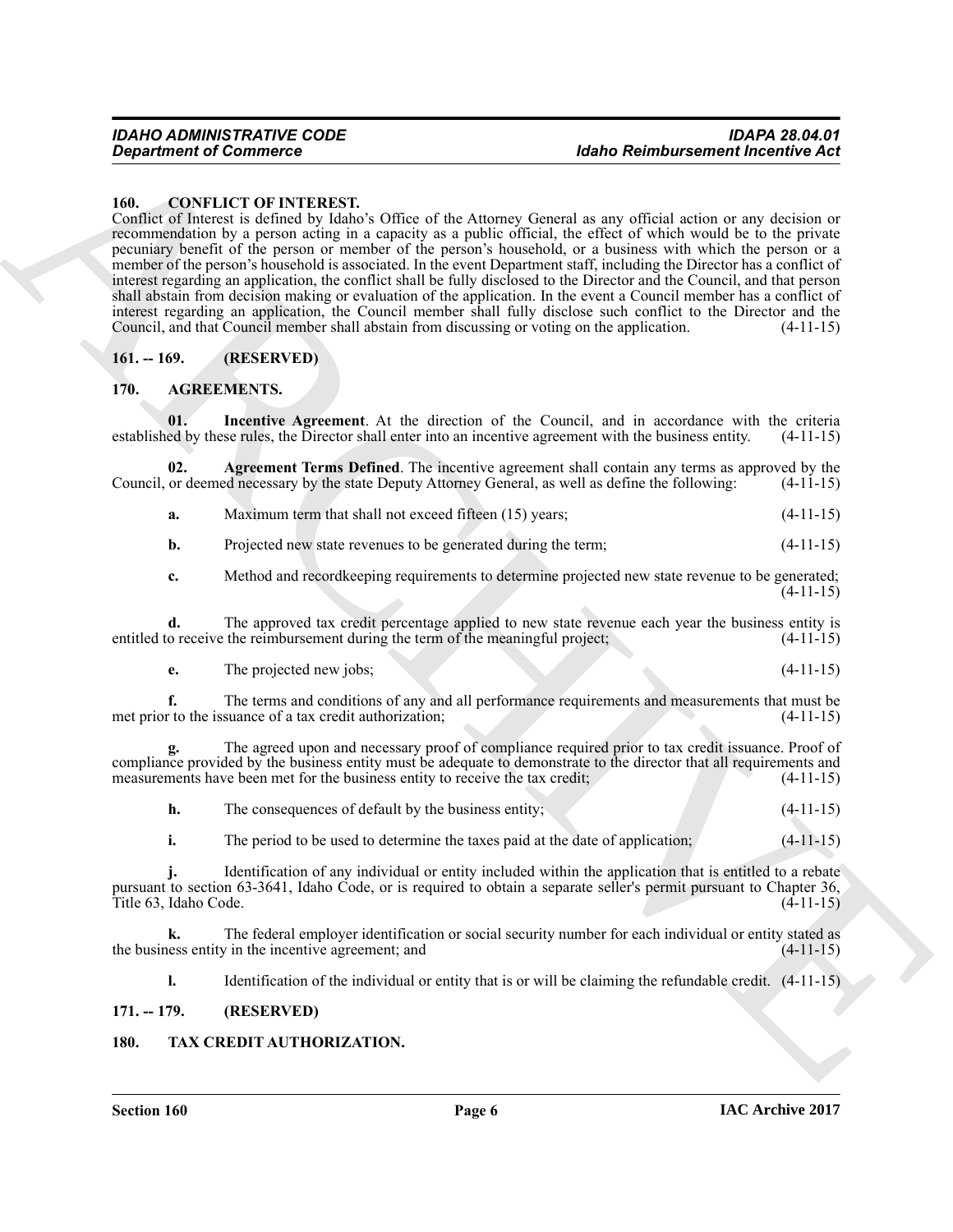## 160. CONFLICT OF INTEREST.

Conflict of Interest is defined by Idaho's Office of the Attorney General as any official action or any decision or recommendation by a person acting in a capacity as a public official, the effect of which would be to the private pecuniary benefit of the person or member of the person's household, or a business with which the person or a member of the person's household is associated. In the event Department staff, including the Director has a conflict of interest regarding an application, the conflict shall be fully disclosed to the Director and the Council, and that person shall abstain from decision making or evaluation of the application. In the event a Council member has a conflict of interest regarding an application, the Council member shall fully disclose such conflict to the Director and the Council, and that Council member shall abstain from discussing or voting on the application. (4-11-15)

## 161. -- 169. (RESERVED)

## 170. AGREEMENTS.

**01. Incentive Agreement**. At the direction of the Council, and in accordance with the criteria established by these rules, the Director shall enter into an incentive agreement with the business entity. (4-11-15)

**02. Agreement Terms Defined**. The incentive agreement shall contain any terms as approved by the Council, or deemed necessary by the state Deputy Attorney General, as well as define the following: (4-11-15)

**a.** Maximum term that shall not exceed fifteen (15) years; (4-11-15)

**b.** Projected new state revenues to be generated during the term; (4-11-15)

**c.** Method and recordkeeping requirements to determine projected new state revenue to be generated; (4-11-15)

**d.** The approved tax credit percentage applied to new state revenue each year the business entity is entitled to receive the reimbursement during the term of the meaningful project; (4-11-15)

**e.** The projected new jobs; (4-11-15)

**f.** The terms and conditions of any and all performance requirements and measurements that must be met prior to the issuance of a tax credit authorization; (4-11-15)

**g.** The agreed upon and necessary proof of compliance required prior to tax credit issuance. Proof of compliance provided by the business entity must be adequate to demonstrate to the director that all requirements and measurements have been met for the business entity to receive the tax credit; (4-11-15)

**h.** The consequences of default by the business entity; (4-11-15)

**i.** The period to be used to determine the taxes paid at the date of application; (4-11-15)

**j.** Identification of any individual or entity included within the application that is entitled to a rebate pursuant to section 63-3641, Idaho Code, or is required to obtain a separate seller's permit pursuant to Chapter 36, Title 63, Idaho Code. (4-11-15)

**k.** The federal employer identification or social security number for each individual or entity stated as the business entity in the incentive agreement; and (4-11-15)

**l.** Identification of the individual or entity that is or will be claiming the refundable credit. (4-11-15)

## 171. -- 179. (RESERVED)

## 180. TAX CREDIT AUTHORIZATION.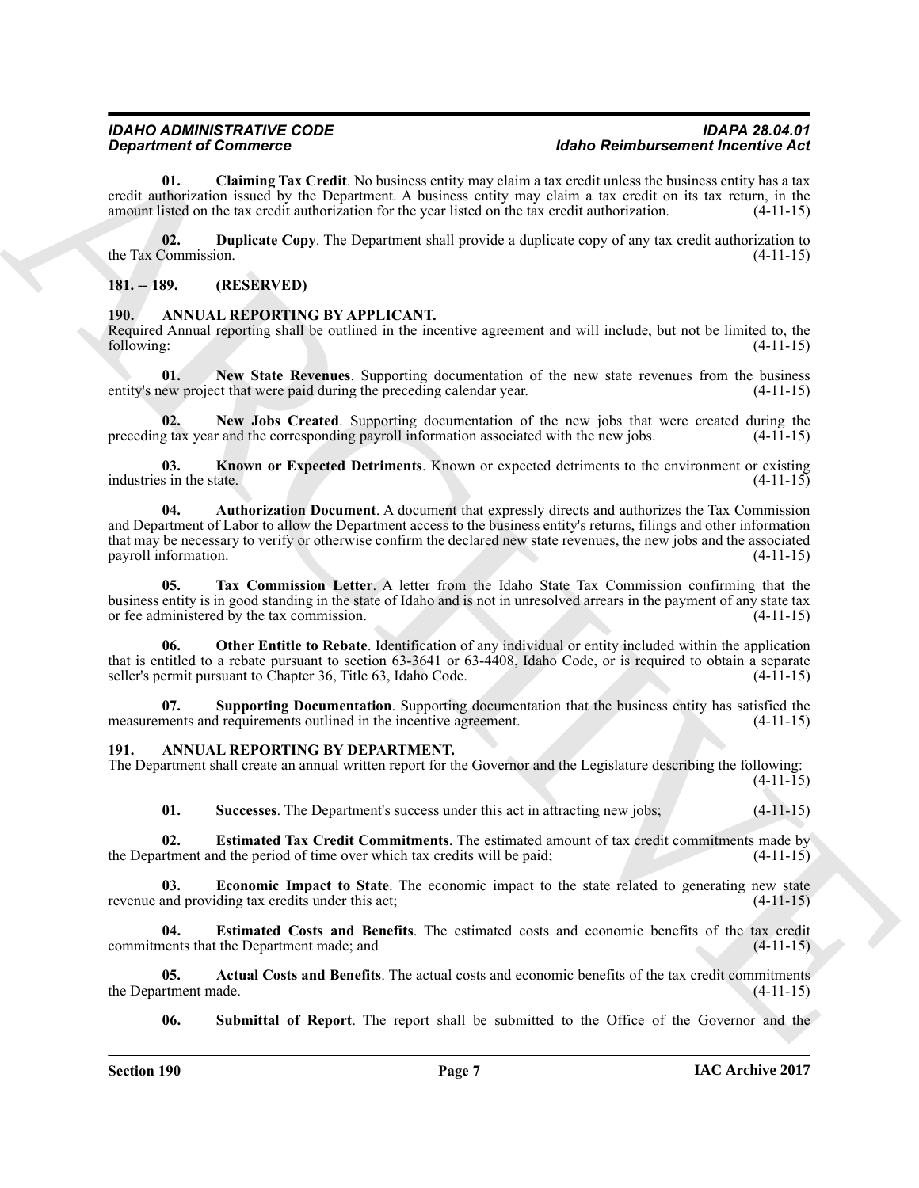**01. Claiming Tax Credit**. No business entity may claim a tax credit unless the business entity has a tax credit authorization issued by the Department. A business entity may claim a tax credit on its tax return, in the amount listed on the tax credit authorization for the year listed on the tax credit authorization. (4-11-15)

**02. Duplicate Copy**. The Department shall provide a duplicate copy of any tax credit authorization to the Tax Commission. (4-11-15)

## 181. -- 189. (RESERVED)

## 190. ANNUAL REPORTING BY APPLICANT.

Required Annual reporting shall be outlined in the incentive agreement and will include, but not be limited to, the following: (4-11-15)

**01. New State Revenues**. Supporting documentation of the new state revenues from the business entity's new project that were paid during the preceding calendar year. (4-11-15)

**02. New Jobs Created**. Supporting documentation of the new jobs that were created during the preceding tax year and the corresponding payroll information associated with the new jobs. (4-11-15)

**03. Known or Expected Detriments**. Known or expected detriments to the environment or existing industries in the state. (4-11-15)

**04. Authorization Document**. A document that expressly directs and authorizes the Tax Commission and Department of Labor to allow the Department access to the business entity's returns, filings and other information that may be necessary to verify or otherwise confirm the declared new state revenues, the new jobs and the associated payroll information. (4-11-15)

**05. Tax Commission Letter**. A letter from the Idaho State Tax Commission confirming that the business entity is in good standing in the state of Idaho and is not in unresolved arrears in the payment of any state tax or fee administered by the tax commission. (4-11-15)

**06. Other Entitle to Rebate**. Identification of any individual or entity included within the application that is entitled to a rebate pursuant to section 63-3641 or 63-4408, Idaho Code, or is required to obtain a separate seller's permit pursuant to Chapter 36, Title 63, Idaho Code. (4-11-15)

**07. Supporting Documentation**. Supporting documentation that the business entity has satisfied the measurements and requirements outlined in the incentive agreement. (4-11-15)

## 191. ANNUAL REPORTING BY DEPARTMENT.

The Department shall create an annual written report for the Governor and the Legislature describing the following: (4-11-15)

**01. Successes**. The Department's success under this act in attracting new jobs; (4-11-15)

**02. Estimated Tax Credit Commitments**. The estimated amount of tax credit commitments made by the Department and the period of time over which tax credits will be paid; (4-11-15)

**03. Economic Impact to State**. The economic impact to the state related to generating new state revenue and providing tax credits under this act; (4-11-15)

**04. Estimated Costs and Benefits**. The estimated costs and economic benefits of the tax credit commitments that the Department made; and (4-11-15)

**05. Actual Costs and Benefits**. The actual costs and economic benefits of the tax credit commitments the Department made. (4-11-15)

**06. Submittal of Report**. The report shall be submitted to the Office of the Governor and the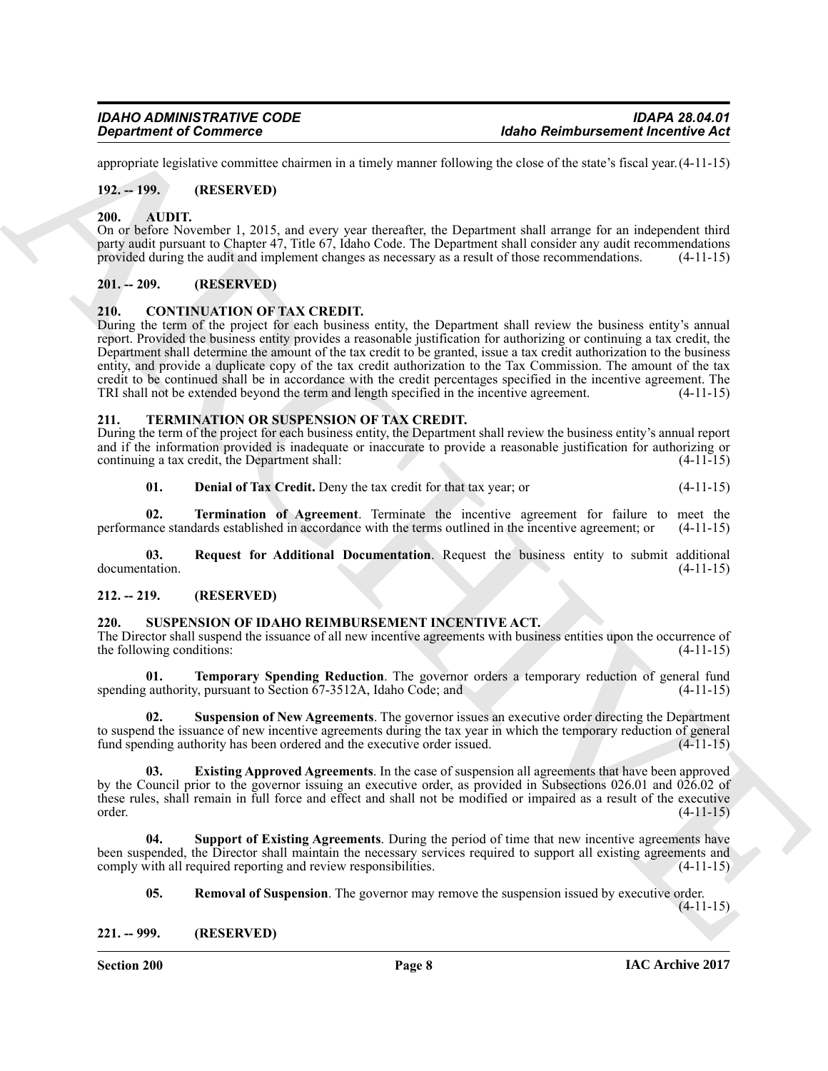appropriate legislative committee chairmen in a timely manner following the close of the state's fiscal year. (4-11-15)

**192. -- 199. (RESERVED)**

**200. AUDIT.**

On or before November 1, 2015, and every year thereafter, the Department shall arrange for an independent third party audit pursuant to Chapter 47, Title 67, Idaho Code. The Department shall consider any audit recommendations provided during the audit and implement changes as necessary as a result of those recommendations. (4-11-15)

**201. -- 209. (RESERVED)**

**210. CONTINUATION OF TAX CREDIT.**

During the term of the project for each business entity, the Department shall review the business entity's annual report. Provided the business entity provides a reasonable justification for authorizing or continuing a tax credit, the Department shall determine the amount of the tax credit to be granted, issue a tax credit authorization to the business entity, and provide a duplicate copy of the tax credit authorization to the Tax Commission. The amount of the tax credit to be continued shall be in accordance with the credit percentages specified in the incentive agreement. The TRI shall not be extended beyond the term and length specified in the incentive agreement. (4-11-15)

**211. TERMINATION OR SUSPENSION OF TAX CREDIT.**

During the term of the project for each business entity, the Department shall review the business entity's annual report and if the information provided is inadequate or inaccurate to provide a reasonable justification for authorizing or continuing a tax credit, the Department shall: (4-11-15)

**01. Denial of Tax Credit.** Deny the tax credit for that tax year; or (4-11-15)

**02. Termination of Agreement**. Terminate the incentive agreement for failure to meet the performance standards established in accordance with the terms outlined in the incentive agreement; or (4-11-15)

**03. Request for Additional Documentation**. Request the business entity to submit additional documentation. (4-11-15)

**212. -- 219. (RESERVED)**

**220. SUSPENSION OF IDAHO REIMBURSEMENT INCENTIVE ACT.**

The Director shall suspend the issuance of all new incentive agreements with business entities upon the occurrence of the following conditions: (4-11-15)

**01. Temporary Spending Reduction**. The governor orders a temporary reduction of general fund spending authority, pursuant to Section 67-3512A, Idaho Code; and (4-11-15)

**02. Suspension of New Agreements**. The governor issues an executive order directing the Department to suspend the issuance of new incentive agreements during the tax year in which the temporary reduction of general fund spending authority has been ordered and the executive order issued. (4-11-15)

**03. Existing Approved Agreements**. In the case of suspension all agreements that have been approved by the Council prior to the governor issuing an executive order, as provided in Subsections 026.01 and 026.02 of these rules, shall remain in full force and effect and shall not be modified or impaired as a result of the executive order. (4-11-15)

**04. Support of Existing Agreements**. During the period of time that new incentive agreements have been suspended, the Director shall maintain the necessary services required to support all existing agreements and comply with all required reporting and review responsibilities. (4-11-15)

**05. Removal of Suspension**. The governor may remove the suspension issued by executive order. (4-11-15)

**221. -- 999. (RESERVED)**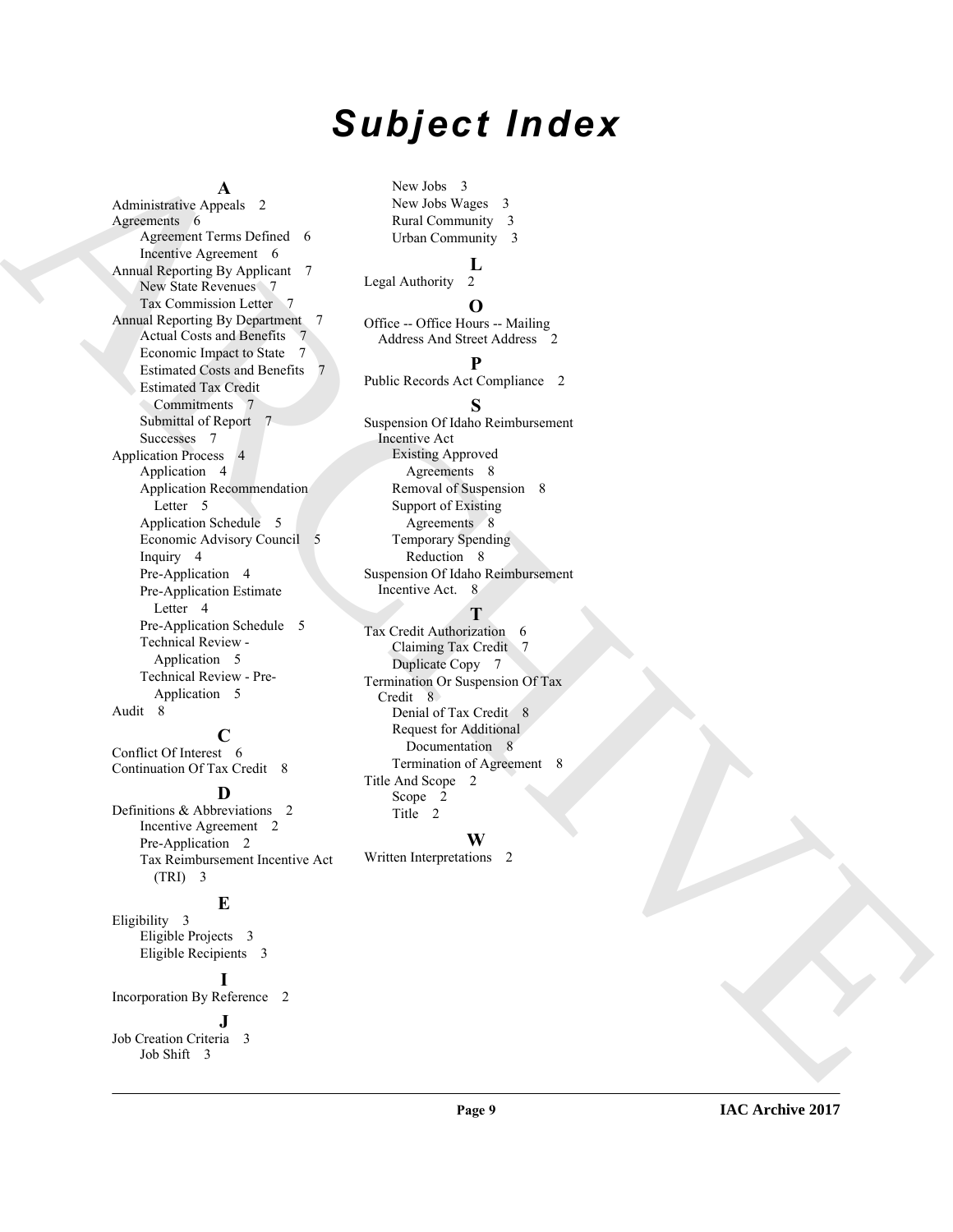# Subject Index

**A**

Administrative Appeals 2
Agreements 6
- Agreement Terms Defined 6
- Incentive Agreement 6

Annual Reporting By Applicant 7
- New State Revenues 7
- Tax Commission Letter 7

Annual Reporting By Department 7
- Actual Costs and Benefits 7
- Economic Impact to State 7
- Estimated Costs and Benefits 7
- Estimated Tax Credit Commitments 7
- Submittal of Report 7
- Successes 7

Application Process 4
- Application 4
- Application Recommendation Letter 5
- Application Schedule 5
- Economic Advisory Council 5
- Inquiry 4
- Pre-Application 4
- Pre-Application Estimate Letter 4
- Pre-Application Schedule 5
- Technical Review - Application 5
- Technical Review - Pre-Application 5

Audit 8

**C**

Conflict Of Interest 6
Continuation Of Tax Credit 8

**D**

Definitions & Abbreviations 2
- Incentive Agreement 2
- Pre-Application 2
- Tax Reimbursement Incentive Act (TRI) 3

**E**

Eligibility 3
- Eligible Projects 3
- Eligible Recipients 3

**I**

Incorporation By Reference 2

**J**

Job Creation Criteria 3
- Job Shift 3
- New Jobs 3
- New Jobs Wages 3
- Rural Community 3
- Urban Community 3

**L**

Legal Authority 2

**O**

Office -- Office Hours -- Mailing Address And Street Address 2

**P**

Public Records Act Compliance 2

**S**

Suspension Of Idaho Reimbursement Incentive Act
- Existing Approved Agreements 8
- Removal of Suspension 8
- Support of Existing Agreements 8
- Temporary Spending Reduction 8

Suspension Of Idaho Reimbursement Incentive Act. 8

**T**

Tax Credit Authorization 6
- Claiming Tax Credit 7
- Duplicate Copy 7

Termination Or Suspension Of Tax Credit 8
- Denial of Tax Credit 8
- Request for Additional Documentation 8
- Termination of Agreement 8

Title And Scope 2
- Scope 2
- Title 2

**W**

Written Interpretations 2